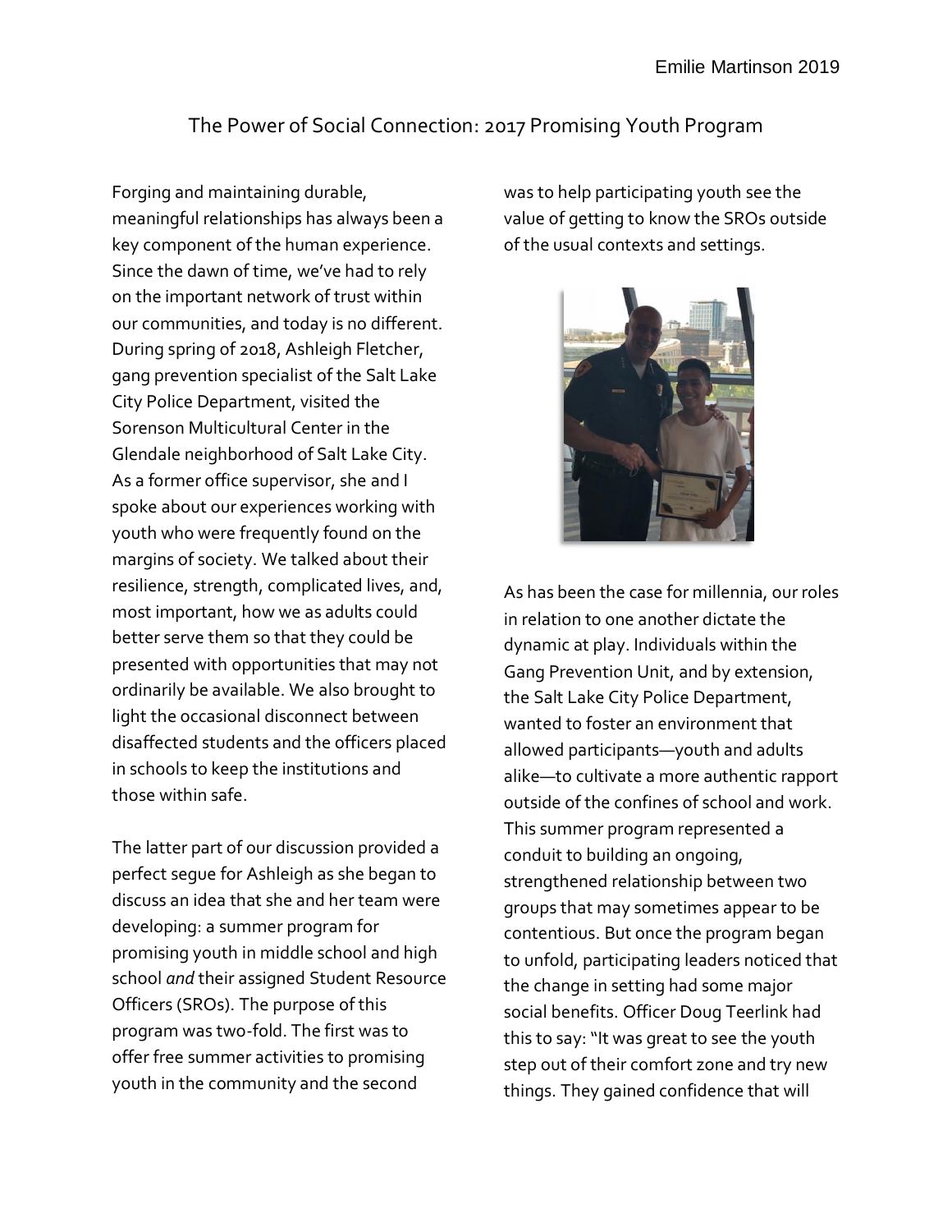Emilie Martinson 2019

# The Power of Social Connection: 2017 Promising Youth Program

Forging and maintaining durable, meaningful relationships has always been a key component of the human experience. Since the dawn of time, we've had to rely on the important network of trust within our communities, and today is no different. During spring of 2018, Ashleigh Fletcher, gang prevention specialist of the Salt Lake City Police Department, visited the Sorenson Multicultural Center in the Glendale neighborhood of Salt Lake City. As a former office supervisor, she and I spoke about our experiences working with youth who were frequently found on the margins of society. We talked about their resilience, strength, complicated lives, and, most important, how we as adults could better serve them so that they could be presented with opportunities that may not ordinarily be available. We also brought to light the occasional disconnect between disaffected students and the officers placed in schools to keep the institutions and those within safe.

The latter part of our discussion provided a perfect segue for Ashleigh as she began to discuss an idea that she and her team were developing: a summer program for promising youth in middle school and high school *and* their assigned Student Resource Officers (SROs). The purpose of this program was two-fold. The first was to offer free summer activities to promising youth in the community and the second was to help participating youth see the value of getting to know the SROs outside of the usual contexts and settings.

As has been the case for millennia, our roles in relation to one another dictate the dynamic at play. Individuals within the Gang Prevention Unit, and by extension, the Salt Lake City Police Department, wanted to foster an environment that allowed participants—youth and adults alike—to cultivate a more authentic rapport outside of the confines of school and work. This summer program represented a conduit to building an ongoing, strengthened relationship between two groups that may sometimes appear to be contentious. But once the program began to unfold, participating leaders noticed that the change in setting had some major social benefits. Officer Doug Teerlink had this to say: "It was great to see the youth step out of their comfort zone and try new things. They gained confidence that will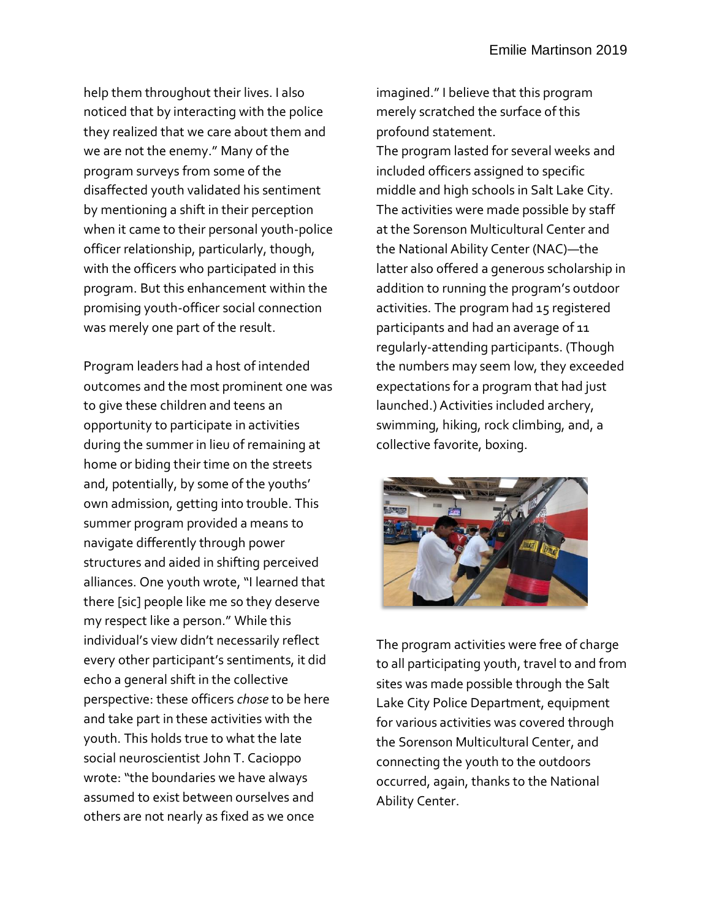help them throughout their lives. I also noticed that by interacting with the police they realized that we care about them and we are not the enemy." Many of the program surveys from some of the disaffected youth validated his sentiment by mentioning a shift in their perception when it came to their personal youth-police officer relationship, particularly, though, with the officers who participated in this program. But this enhancement within the promising youth-officer social connection was merely one part of the result.

Program leaders had a host of intended outcomes and the most prominent one was to give these children and teens an opportunity to participate in activities during the summer in lieu of remaining at home or biding their time on the streets and, potentially, by some of the youths' own admission, getting into trouble. This summer program provided a means to navigate differently through power structures and aided in shifting perceived alliances. One youth wrote, "I learned that there [sic] people like me so they deserve my respect like a person." While this individual's view didn't necessarily reflect every other participant's sentiments, it did echo a general shift in the collective perspective: these officers *chose* to be here and take part in these activities with the youth. This holds true to what the late social neuroscientist John T. Cacioppo wrote: "the boundaries we have always assumed to exist between ourselves and others are not nearly as fixed as we once imagined." I believe that this program merely scratched the surface of this profound statement.

The program lasted for several weeks and included officers assigned to specific middle and high schools in Salt Lake City. The activities were made possible by staff at the Sorenson Multicultural Center and the National Ability Center (NAC)—the latter also offered a generous scholarship in addition to running the program's outdoor activities. The program had 15 registered participants and had an average of 11 regularly-attending participants. (Though the numbers may seem low, they exceeded expectations for a program that had just launched.) Activities included archery, swimming, hiking, rock climbing, and, a collective favorite, boxing.

The program activities were free of charge to all participating youth, travel to and from sites was made possible through the Salt Lake City Police Department, equipment for various activities was covered through the Sorenson Multicultural Center, and connecting the youth to the outdoors occurred, again, thanks to the National Ability Center.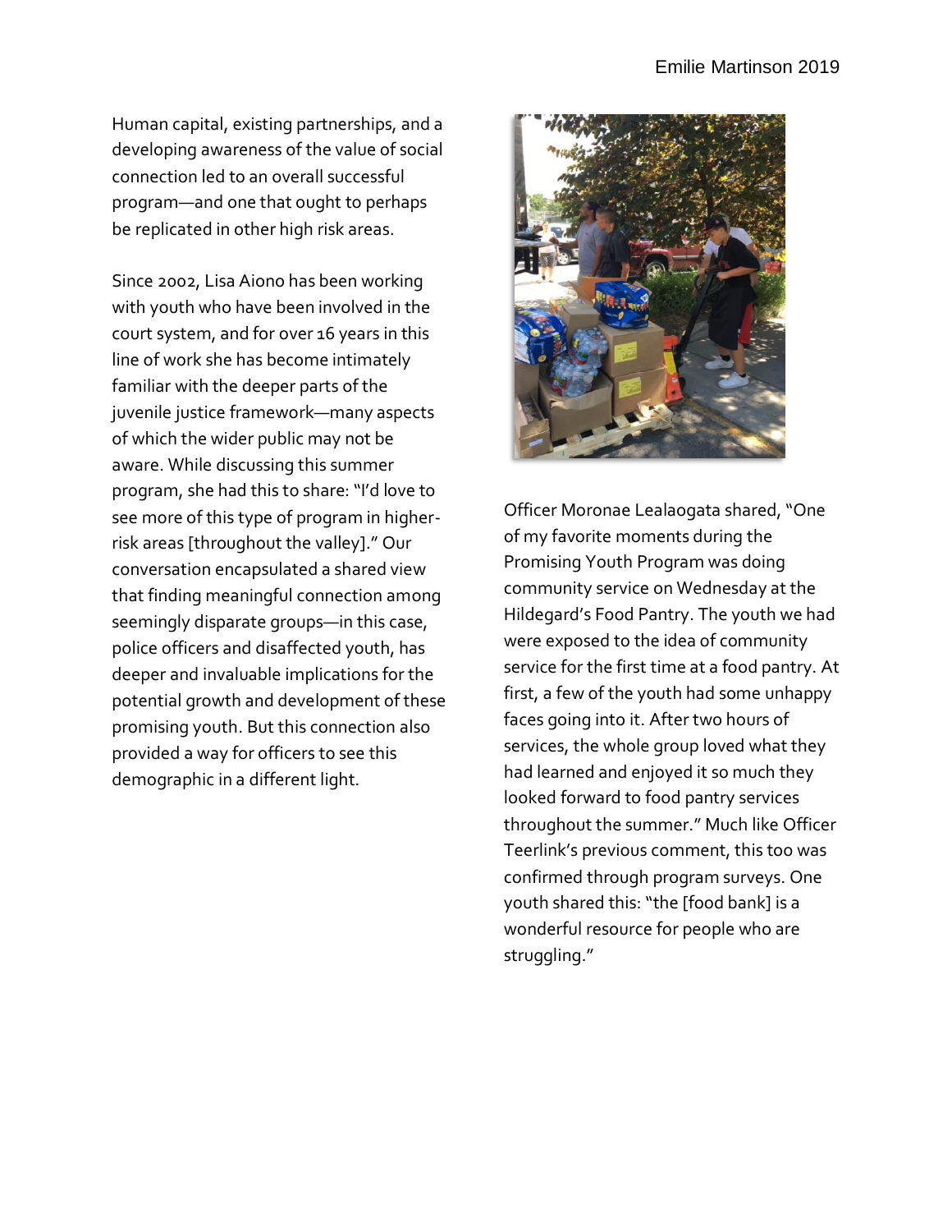Human capital, existing partnerships, and a developing awareness of the value of social connection led to an overall successful program—and one that ought to perhaps be replicated in other high risk areas.

Since 2002, Lisa Aiono has been working with youth who have been involved in the court system, and for over 16 years in this line of work she has become intimately familiar with the deeper parts of the juvenile justice framework—many aspects of which the wider public may not be aware. While discussing this summer program, she had this to share: "I'd love to see more of this type of program in higher-risk areas [throughout the valley]." Our conversation encapsulated a shared view that finding meaningful connection among seemingly disparate groups—in this case, police officers and disaffected youth, has deeper and invaluable implications for the potential growth and development of these promising youth. But this connection also provided a way for officers to see this demographic in a different light.

Officer Moronae Lealaogata shared, "One of my favorite moments during the Promising Youth Program was doing community service on Wednesday at the Hildegard's Food Pantry. The youth we had were exposed to the idea of community service for the first time at a food pantry. At first, a few of the youth had some unhappy faces going into it. After two hours of services, the whole group loved what they had learned and enjoyed it so much they looked forward to food pantry services throughout the summer." Much like Officer Teerlink's previous comment, this too was confirmed through program surveys. One youth shared this: "the [food bank] is a wonderful resource for people who are struggling."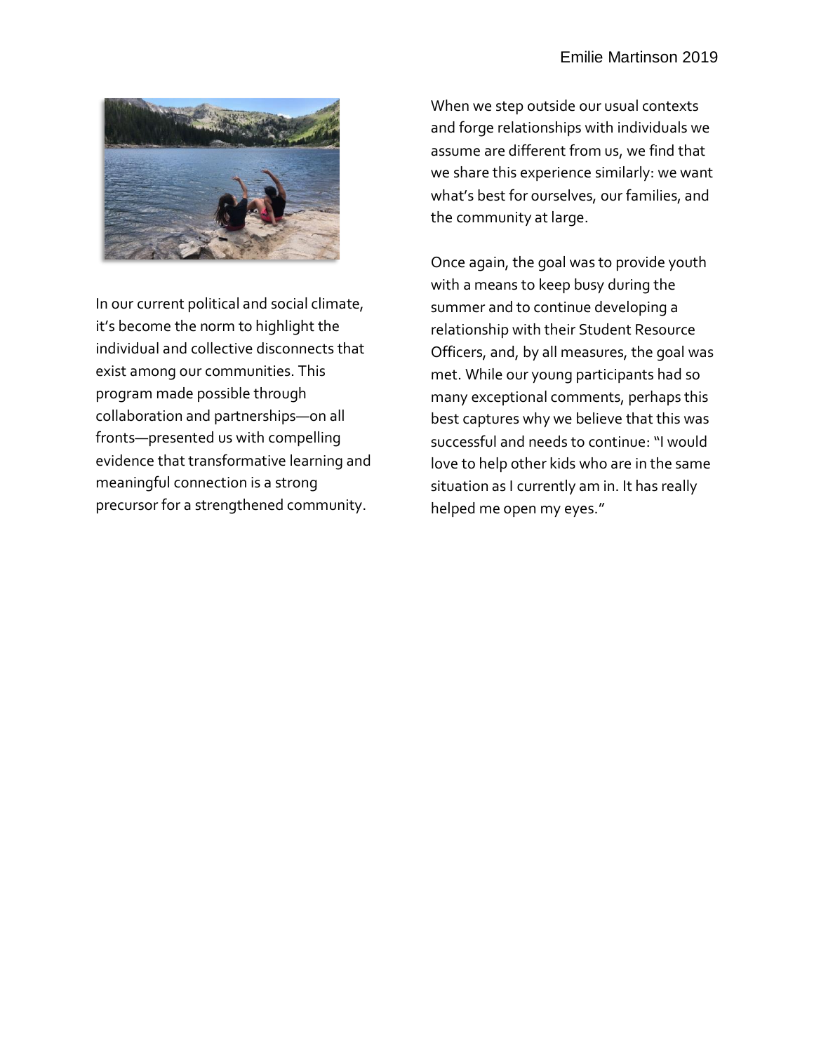In our current political and social climate, it's become the norm to highlight the individual and collective disconnects that exist among our communities. This program made possible through collaboration and partnerships—on all fronts—presented us with compelling evidence that transformative learning and meaningful connection is a strong precursor for a strengthened community.

When we step outside our usual contexts and forge relationships with individuals we assume are different from us, we find that we share this experience similarly: we want what's best for ourselves, our families, and the community at large.

Once again, the goal was to provide youth with a means to keep busy during the summer and to continue developing a relationship with their Student Resource Officers, and, by all measures, the goal was met. While our young participants had so many exceptional comments, perhaps this best captures why we believe that this was successful and needs to continue: "I would love to help other kids who are in the same situation as I currently am in. It has really helped me open my eyes."